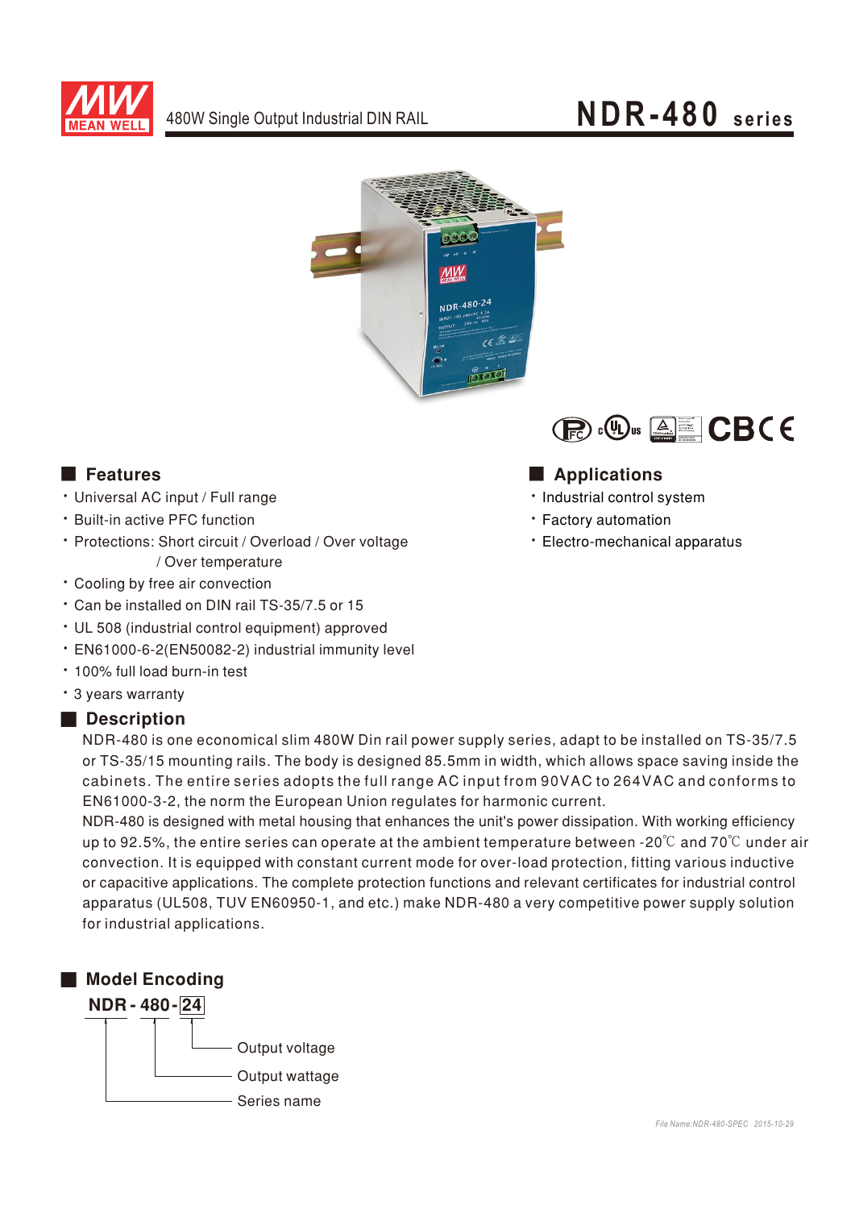# NDR-480 series

480W Single Output Industrial DIN RAIL

## Features

- Universal AC input / Full range
- Built-in active PFC function
- Protections: Short circuit / Overload / Over voltage / Over temperature
- Cooling by free air convection
- Can be installed on DIN rail TS-35/7.5 or 15
- UL 508 (industrial control equipment) approved
- EN61000-6-2(EN50082-2) industrial immunity level
- 100% full load burn-in test
- 3 years warranty

## Applications

- Industrial control system
- Factory automation
- Electro-mechanical apparatus

## Description

NDR-480 is one economical slim 480W Din rail power supply series, adapt to be installed on TS-35/7.5 or TS-35/15 mounting rails. The body is designed 85.5mm in width, which allows space saving inside the cabinets. The entire series adopts the full range AC input from 90VAC to 264VAC and conforms to EN61000-3-2, the norm the European Union regulates for harmonic current.

NDR-480 is designed with metal housing that enhances the unit's power dissipation. With working efficiency up to 92.5%, the entire series can operate at the ambient temperature between -20℃ and 70℃ under air convection. It is equipped with constant current mode for over-load protection, fitting various inductive or capacitive applications. The complete protection functions and relevant certificates for industrial control apparatus (UL508, TUV EN60950-1, and etc.) make NDR-480 a very competitive power supply solution for industrial applications.

## Model Encoding

**NDR - 480 - 24**

- 24: Output voltage
- 480: Output wattage
- NDR: Series name

File Name:NDR-480-SPEC 2015-10-29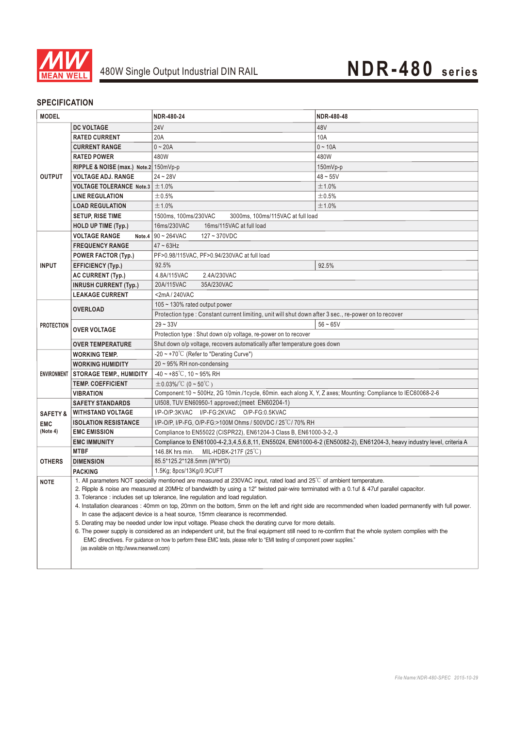480W Single Output Industrial DIN RAIL

# NDR-480 series

## SPECIFICATION

| MODEL | | NDR-480-24 | NDR-480-48 |
|---|---|---|---|
| OUTPUT | DC VOLTAGE | 24V | 48V |
| | RATED CURRENT | 20A | 10A |
| | CURRENT RANGE | 0 ~ 20A | 0 ~ 10A |
| | RATED POWER | 480W | 480W |
| | RIPPLE & NOISE (max.) Note.2 | 150mVp-p | 150mVp-p |
| | VOLTAGE ADJ. RANGE | 24 ~ 28V | 48 ~ 55V |
| | VOLTAGE TOLERANCE Note.3 | ±1.0% | ±1.0% |
| | LINE REGULATION | ±0.5% | ±0.5% |
| | LOAD REGULATION | ±1.0% | ±1.0% |
| | SETUP, RISE TIME | 1500ms, 100ms/230VAC 3000ms, 100ms/115VAC at full load | |
| | HOLD UP TIME (Typ.) | 16ms/230VAC 16ms/115VAC at full load | |
| INPUT | VOLTAGE RANGE Note.4 | 90 ~ 264VAC 127 ~ 370VDC | |
| | FREQUENCY RANGE | 47 ~ 63Hz | |
| | POWER FACTOR (Typ.) | PF>0.98/115VAC, PF>0.94/230VAC at full load | |
| | EFFICIENCY (Typ.) | 92.5% | 92.5% |
| | AC CURRENT (Typ.) | 4.8A/115VAC 2.4A/230VAC | |
| | INRUSH CURRENT (Typ.) | 20A/115VAC 35A/230VAC | |
| | LEAKAGE CURRENT | <2mA / 240VAC | |
| PROTECTION | OVERLOAD | 105 ~ 130% rated output power | |
| | | Protection type : Constant current limiting, unit will shut down after 3 sec., re-power on to recover | |
| | OVER VOLTAGE | 29 ~ 33V | 56 ~ 65V |
| | | Protection type : Shut down o/p voltage, re-power on to recover | |
| | OVER TEMPERATURE | Shut down o/p voltage, recovers automatically after temperature goes down | |
| ENVIRONMENT | WORKING TEMP. | -20 ~ +70℃ (Refer to "Derating Curve") | |
| | WORKING HUMIDITY | 20 ~ 95% RH non-condensing | |
| | STORAGE TEMP., HUMIDITY | -40 ~ +85℃, 10 ~ 95% RH | |
| | TEMP. COEFFICIENT | ±0.03%/℃ (0 ~ 50℃) | |
| | VIBRATION | Component:10 ~ 500Hz, 2G 10min./1cycle, 60min. each along X, Y, Z axes; Mounting: Compliance to IEC60068-2-6 | |
| SAFETY & EMC (Note 4) | SAFETY STANDARDS | UI508, TUV EN60950-1 approved;(meet EN60204-1) | |
| | WITHSTAND VOLTAGE | I/P-O/P:3KVAC I/P-FG:2KVAC O/P-FG:0.5KVAC | |
| | ISOLATION RESISTANCE | I/P-O/P, I/P-FG, O/P-FG:>100M Ohms / 500VDC / 25℃/ 70% RH | |
| | EMC EMISSION | Compliance to EN55022 (CISPR22), EN61204-3 Class B, EN61000-3-2,-3 | |
| | EMC IMMUNITY | Compliance to EN61000-4-2,3,4,5,6,8,11, EN55024, EN61000-6-2 (EN50082-2), EN61204-3, heavy industry level, criteria A | |
| OTHERS | MTBF | 146.8K hrs min. MIL-HDBK-217F (25℃) | |
| | DIMENSION | 85.5*125.2*128.5mm (W*H*D) | |
| | PACKING | 1.5Kg; 8pcs/13Kg/0.9CUFT | |

**NOTE**

1. All parameters NOT specially mentioned are measured at 230VAC input, rated load and 25℃ of ambient temperature.
2. Ripple & noise are measured at 20MHz of bandwidth by using a 12" twisted pair-wire terminated with a 0.1uf & 47uf parallel capacitor.
3. Tolerance : includes set up tolerance, line regulation and load regulation.
4. Installation clearances : 40mm on top, 20mm on the bottom, 5mm on the left and right side are recommended when loaded permanently with full power. In case the adjacent device is a heat source, 15mm clearance is recommended.
5. Derating may be needed under low input voltage. Please check the derating curve for more details.
6. The power supply is considered as an independent unit, but the final equipment still need to re-confirm that the whole system complies with the EMC directives. For guidance on how to perform these EMC tests, please refer to "EMI testing of component power supplies." (as available on http://www.meanwell.com)

File Name:NDR-480-SPEC 2015-10-29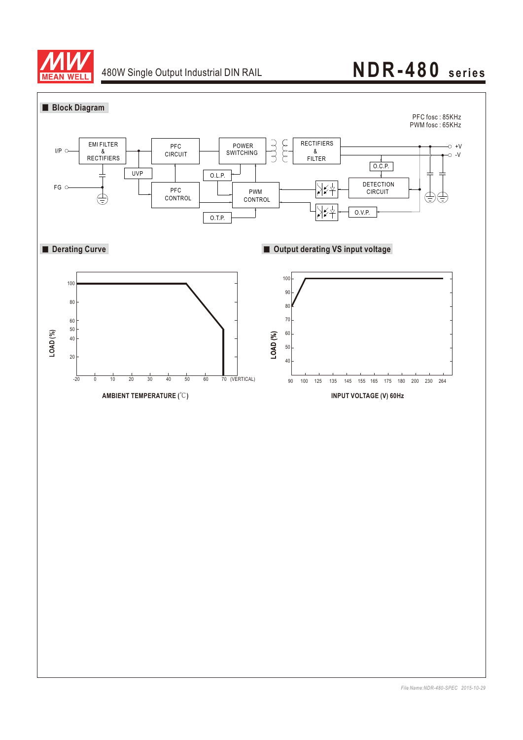## Block Diagram

PFC fosc : 85KHz
PWM fosc : 65KHz

I/P — EMI FILTER & RECTIFIERS — PFC CIRCUIT — POWER SWITCHING — RECTIFIERS & FILTER — +V / -V

FG

UVP

PFC CONTROL

O.L.P.

PWM CONTROL

O.T.P.

O.C.P.

DETECTION CIRCUIT

O.V.P.

## Derating Curve

LOAD (%)

100, 80, 60, 50, 40, 20

-20, 0, 10, 20, 30, 40, 50, 60, 70 (VERTICAL)

AMBIENT TEMPERATURE (℃)

## Output derating VS input voltage

LOAD (%)

100, 90, 80, 70, 60, 50, 40

90, 100, 125, 135, 145, 155, 165, 175, 180, 200, 230, 264

INPUT VOLTAGE (V) 60Hz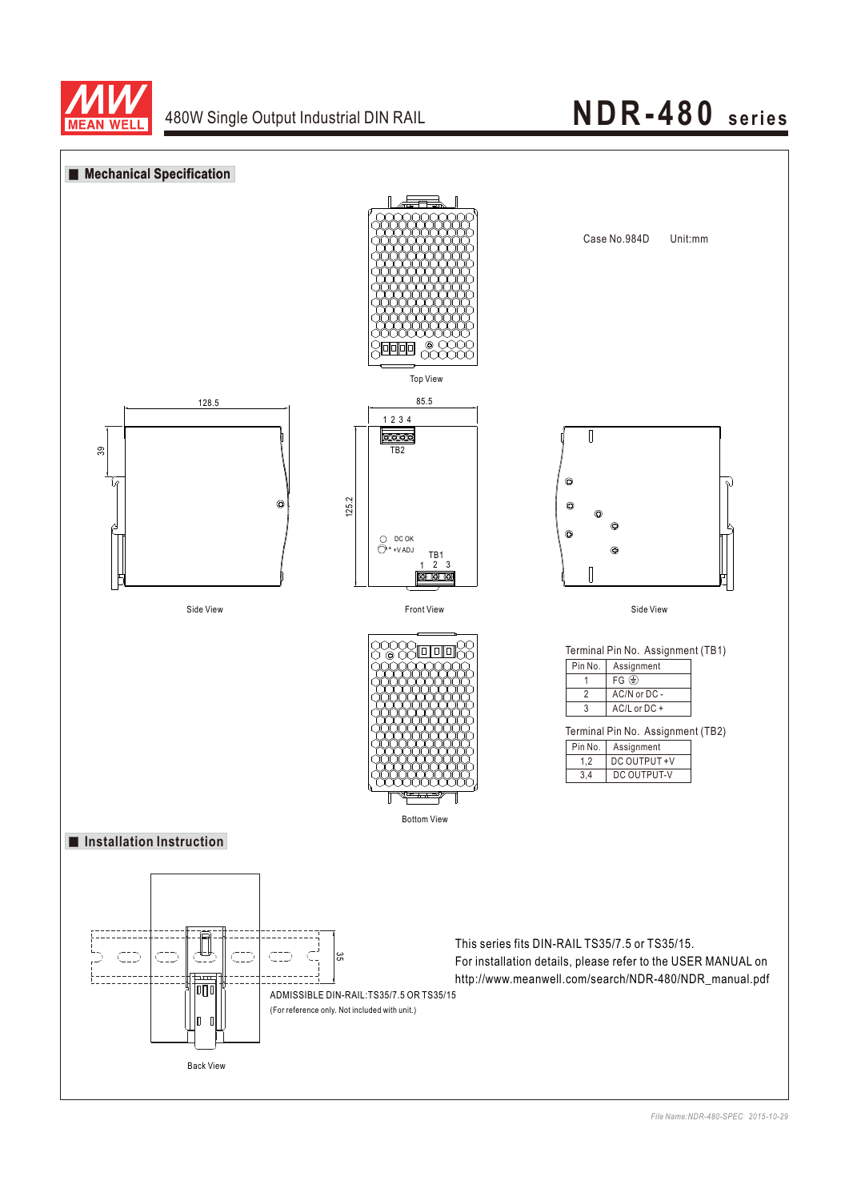## Mechanical Specification

Top View

Case No.984D    Unit:mm

128.5

39

Side View

85.5

1 2 3 4

TB2

125.2

DC OK

+V ADJ

TB1

1 2 3

Front View

Side View

Bottom View

Terminal Pin No. Assignment (TB1)

| Pin No. | Assignment |
|---|---|
| 1 | FG ⏚ |
| 2 | AC/N or DC - |
| 3 | AC/L or DC + |

Terminal Pin No. Assignment (TB2)

| Pin No. | Assignment |
|---|---|
| 1,2 | DC OUTPUT +V |
| 3,4 | DC OUTPUT-V |

## Installation Instruction

35

ADMISSIBLE DIN-RAIL:TS35/7.5 OR TS35/15

(For reference only. Not included with unit.)

Back View

This series fits DIN-RAIL TS35/7.5 or TS35/15.
For installation details, please refer to the USER MANUAL on http://www.meanwell.com/search/NDR-480/NDR_manual.pdf